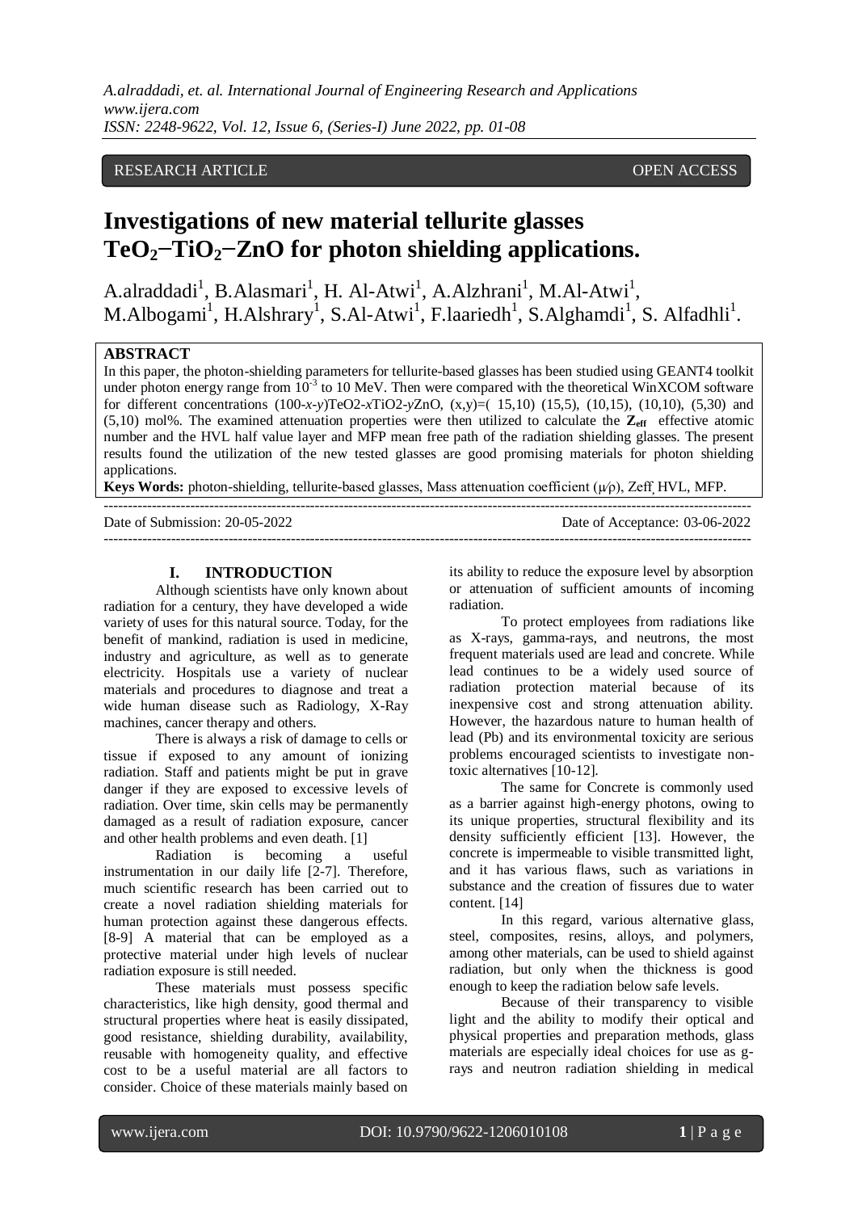RESEARCH ARTICLE OPEN ACCESS

# Investigations of new material tellurite glasses $TeO_2-TiO_2-ZnO$ for photon shielding applications.

A.alraddadi[1], B.Alasmari[1], H. Al-Atwi[1], A.Alzhrani[1], M.Al-Atwi[1], M.Albogami[1], H.Alshrary[1], S.Al-Atwi[1], F.laariedh[1], S.Alghamdi[1], S. Alfadhli[1].

**ABSTRACT**

In this paper, the photon-shielding parameters for tellurite-based glasses has been studied using GEANT4 toolkit under photon energy range from $10^{-3}$ to 10 MeV. Then were compared with the theoretical WinXCOM software for different concentrations (100-*x*-*y*)TeO2-*x*TiO2-*y*ZnO, (x,y)=( 15,10) (15,5), (10,15), (10,10), (5,30) and (5,10) mol%. The examined attenuation properties were then utilized to calculate the $\mathbf{Z_{eff}}$ effective atomic number and the HVL half value layer and MFP mean free path of the radiation shielding glasses. The present results found the utilization of the new tested glasses are good promising materials for photon shielding applications.

**Keys Words:** photon-shielding, tellurite-based glasses, Mass attenuation coefficient ($\mu/\rho$), Zeff, HVL, MFP.

Date of Submission: 20-05-2022 Date of Acceptance: 03-06-2022

## I. INTRODUCTION

Although scientists have only known about radiation for a century, they have developed a wide variety of uses for this natural source. Today, for the benefit of mankind, radiation is used in medicine, industry and agriculture, as well as to generate electricity. Hospitals use a variety of nuclear materials and procedures to diagnose and treat a wide human disease such as Radiology, X-Ray machines, cancer therapy and others.

There is always a risk of damage to cells or tissue if exposed to any amount of ionizing radiation. Staff and patients might be put in grave danger if they are exposed to excessive levels of radiation. Over time, skin cells may be permanently damaged as a result of radiation exposure, cancer and other health problems and even death. [1]

Radiation is becoming a useful instrumentation in our daily life [2-7]. Therefore, much scientific research has been carried out to create a novel radiation shielding materials for human protection against these dangerous effects. [8-9] A material that can be employed as a protective material under high levels of nuclear radiation exposure is still needed.

These materials must possess specific characteristics, like high density, good thermal and structural properties where heat is easily dissipated, good resistance, shielding durability, availability, reusable with homogeneity quality, and effective cost to be a useful material are all factors to consider. Choice of these materials mainly based on its ability to reduce the exposure level by absorption or attenuation of sufficient amounts of incoming radiation.

To protect employees from radiations like as X-rays, gamma-rays, and neutrons, the most frequent materials used are lead and concrete. While lead continues to be a widely used source of radiation protection material because of its inexpensive cost and strong attenuation ability. However, the hazardous nature to human health of lead (Pb) and its environmental toxicity are serious problems encouraged scientists to investigate non-toxic alternatives [10-12].

The same for Concrete is commonly used as a barrier against high-energy photons, owing to its unique properties, structural flexibility and its density sufficiently efficient [13]. However, the concrete is impermeable to visible transmitted light, and it has various flaws, such as variations in substance and the creation of fissures due to water content. [14]

In this regard, various alternative glass, steel, composites, resins, alloys, and polymers, among other materials, can be used to shield against radiation, but only when the thickness is good enough to keep the radiation below safe levels.

Because of their transparency to visible light and the ability to modify their optical and physical properties and preparation methods, glass materials are especially ideal choices for use as g-rays and neutron radiation shielding in medical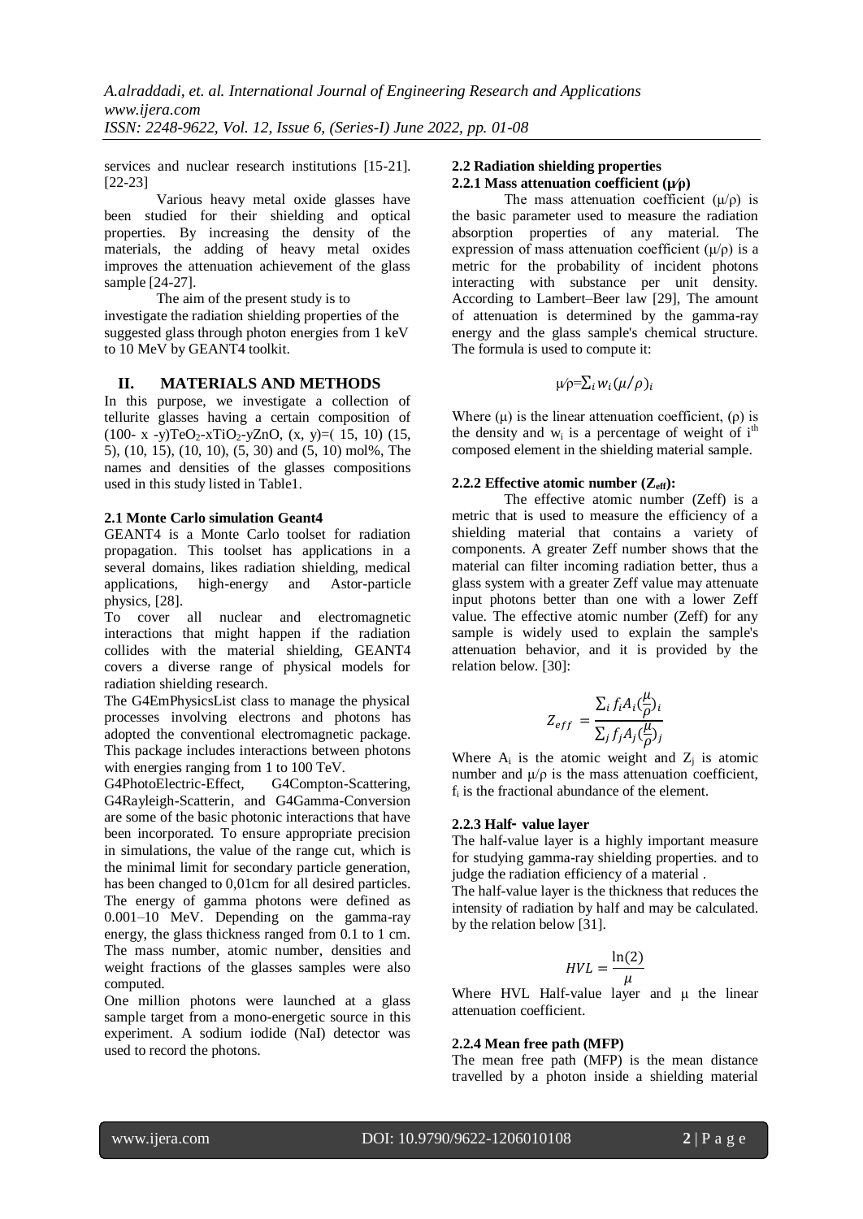services and nuclear research institutions [15-21]. [22-23]

Various heavy metal oxide glasses have been studied for their shielding and optical properties. By increasing the density of the materials, the adding of heavy metal oxides improves the attenuation achievement of the glass sample [24-27].

The aim of the present study is to investigate the radiation shielding properties of the suggested glass through photon energies from 1 keV to 10 MeV by GEANT4 toolkit.

## II. MATERIALS AND METHODS

In this purpose, we investigate a collection of tellurite glasses having a certain composition of (100- x -y)$TeO_2$-x$TiO_2$-yZnO, (x, y)=( 15, 10) (15, 5), (10, 15), (10, 10), (5, 30) and (5, 10) mol%, The names and densities of the glasses compositions used in this study listed in Table1.

### 2.1 Monte Carlo simulation Geant4

GEANT4 is a Monte Carlo toolset for radiation propagation. This toolset has applications in a several domains, likes radiation shielding, medical applications, high-energy and Astor-particle physics, [28].

To cover all nuclear and electromagnetic interactions that might happen if the radiation collides with the material shielding, GEANT4 covers a diverse range of physical models for radiation shielding research.

The G4EmPhysicsList class to manage the physical processes involving electrons and photons has adopted the conventional electromagnetic package. This package includes interactions between photons with energies ranging from 1 to 100 TeV.

G4PhotoElectric-Effect, G4Compton-Scattering, G4Rayleigh-Scatterin, and G4Gamma-Conversion are some of the basic photonic interactions that have been incorporated. To ensure appropriate precision in simulations, the value of the range cut, which is the minimal limit for secondary particle generation, has been changed to 0,01cm for all desired particles. The energy of gamma photons were defined as 0.001–10 MeV. Depending on the gamma-ray energy, the glass thickness ranged from 0.1 to 1 cm. The mass number, atomic number, densities and weight fractions of the glasses samples were also computed.

One million photons were launched at a glass sample target from a mono-energetic source in this experiment. A sodium iodide (NaI) detector was used to record the photons.

### 2.2 Radiation shielding properties

#### 2.2.1 Mass attenuation coefficient (μ/ρ)

The mass attenuation coefficient (μ/ρ) is the basic parameter used to measure the radiation absorption properties of any material. The expression of mass attenuation coefficient (μ/ρ) is a metric for the probability of incident photons interacting with substance per unit density. According to Lambert–Beer law [29], The amount of attenuation is determined by the gamma-ray energy and the glass sample's chemical structure. The formula is used to compute it:

$$\mu/\rho = \sum_i w_i (\mu/\rho)_i$$

Where (μ) is the linear attenuation coefficient, (ρ) is the density and $w_i$ is a percentage of weight of $i^{th}$ composed element in the shielding material sample.

#### 2.2.2 Effective atomic number ($Z_{eff}$):

The effective atomic number (Zeff) is a metric that is used to measure the efficiency of a shielding material that contains a variety of components. A greater Zeff number shows that the material can filter incoming radiation better, thus a glass system with a greater Zeff value may attenuate input photons better than one with a lower Zeff value. The effective atomic number (Zeff) for any sample is widely used to explain the sample's attenuation behavior, and it is provided by the relation below. [30]:

$$Z_{eff} = \frac{\sum_i f_i A_i (\frac{\mu}{\rho})_i}{\sum_j f_j A_j (\frac{\mu}{\rho})_j}$$

Where $A_i$ is the atomic weight and $Z_j$ is atomic number and μ/ρ is the mass attenuation coefficient, $f_i$ is the fractional abundance of the element.

#### 2.2.3 Half- value layer

The half-value layer is a highly important measure for studying gamma-ray shielding properties. and to judge the radiation efficiency of a material .

The half-value layer is the thickness that reduces the intensity of radiation by half and may be calculated. by the relation below [31].

$$HVL = \frac{\ln(2)}{\mu}$$

Where HVL Half-value layer and μ the linear attenuation coefficient.

#### 2.2.4 Mean free path (MFP)

The mean free path (MFP) is the mean distance travelled by a photon inside a shielding material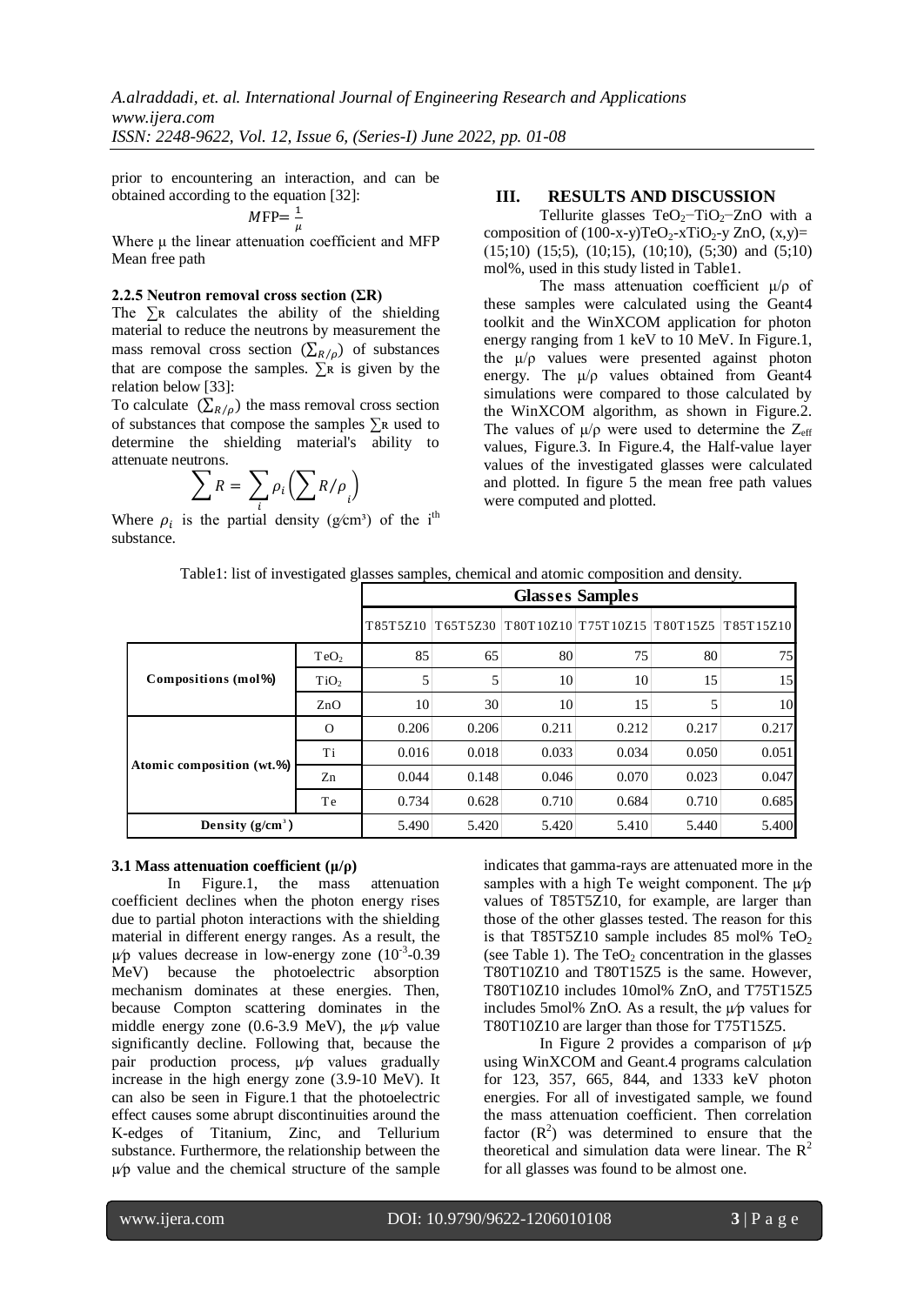prior to encountering an interaction, and can be obtained according to the equation [32]:

$$MFP = \frac{1}{\mu}$$

Where μ the linear attenuation coefficient and MFP Mean free path

#### 2.2.5 Neutron removal cross section (ΣR)

The $\sum R$ calculates the ability of the shielding material to reduce the neutrons by measurement the mass removal cross section ($\sum_{R/\rho}$) of substances that are compose the samples. $\sum R$ is given by the relation below [33]:

To calculate ($\sum_{R/\rho}$) the mass removal cross section of substances that compose the samples $\sum R$ used to determine the shielding material's ability to attenuate neutrons.

$$\sum R = \sum_i \rho_i \left(\sum R/\rho\right)_i$$

Where $\rho_i$ is the partial density (g/cm³) of the i[th] substance.

## III. RESULTS AND DISCUSSION

Tellurite glasses $TeO_2$–$TiO_2$–ZnO with a composition of (100-x-y)$TeO_2$-x$TiO_2$-y ZnO, (x,y)= (15;10) (15;5), (10;15), (10;10), (5;30) and (5;10) mol%, used in this study listed in Table1.

The mass attenuation coefficient μ/ρ of these samples were calculated using the Geant4 toolkit and the WinXCOM application for photon energy ranging from 1 keV to 10 MeV. In Figure.1, the μ/ρ values were presented against photon energy. The μ/ρ values obtained from Geant4 simulations were compared to those calculated by the WinXCOM algorithm, as shown in Figure.2. The values of μ/ρ were used to determine the $Z_{eff}$ values, Figure.3. In Figure.4, the Half-value layer values of the investigated glasses were calculated and plotted. In figure 5 the mean free path values were computed and plotted.

Table1: list of investigated glasses samples, chemical and atomic composition and density.

| | | Glasses Samples | | | | | |
|---|---|---|---|---|---|---|---|
| | | T85T5Z10 | T65T5Z30 | T80T10Z10 | T75T10Z15 | T80T15Z5 | T85T15Z10 |
| **Compositions (mol%)** | $TeO_2$ | 85 | 65 | 80 | 75 | 80 | 75 |
| | $TiO_2$ | 5 | 5 | 10 | 10 | 15 | 15 |
| | ZnO | 10 | 30 | 10 | 15 | 5 | 10 |
| **Atomic composition (wt.%)** | O | 0.206 | 0.206 | 0.211 | 0.212 | 0.217 | 0.217 |
| | Ti | 0.016 | 0.018 | 0.033 | 0.034 | 0.050 | 0.051 |
| | Zn | 0.044 | 0.148 | 0.046 | 0.070 | 0.023 | 0.047 |
| | Te | 0.734 | 0.628 | 0.710 | 0.684 | 0.710 | 0.685 |
| **Density (g/cm³)** | | 5.490 | 5.420 | 5.420 | 5.410 | 5.440 | 5.400 |

### 3.1 Mass attenuation coefficient (μ/ρ)

In Figure.1, the mass attenuation coefficient declines when the photon energy rises due to partial photon interactions with the shielding material in different energy ranges. As a result, the μ/ρ values decrease in low-energy zone ($10^{-3}$-0.39 MeV) because the photoelectric absorption mechanism dominates at these energies. Then, because Compton scattering dominates in the middle energy zone (0.6-3.9 MeV), the μ/ρ value significantly decline. Following that, because the pair production process, μ/ρ values gradually increase in the high energy zone (3.9-10 MeV). It can also be seen in Figure.1 that the photoelectric effect causes some abrupt discontinuities around the K-edges of Titanium, Zinc, and Tellurium substance. Furthermore, the relationship between the μ/ρ value and the chemical structure of the sample indicates that gamma-rays are attenuated more in the samples with a high Te weight component. The μ/ρ values of T85T5Z10, for example, are larger than those of the other glasses tested. The reason for this is that T85T5Z10 sample includes 85 mol% $TeO_2$ (see Table 1). The $TeO_2$ concentration in the glasses T80T10Z10 and T80T15Z5 is the same. However, T80T10Z10 includes 10mol% ZnO, and T75T15Z5 includes 5mol% ZnO. As a result, the μ/ρ values for T80T10Z10 are larger than those for T75T15Z5.

In Figure 2 provides a comparison of μ/ρ using WinXCOM and Geant.4 programs calculation for 123, 357, 665, 844, and 1333 keV photon energies. For all of investigated sample, we found the mass attenuation coefficient. Then correlation factor ($R^2$) was determined to ensure that the theoretical and simulation data were linear. The $R^2$ for all glasses was found to be almost one.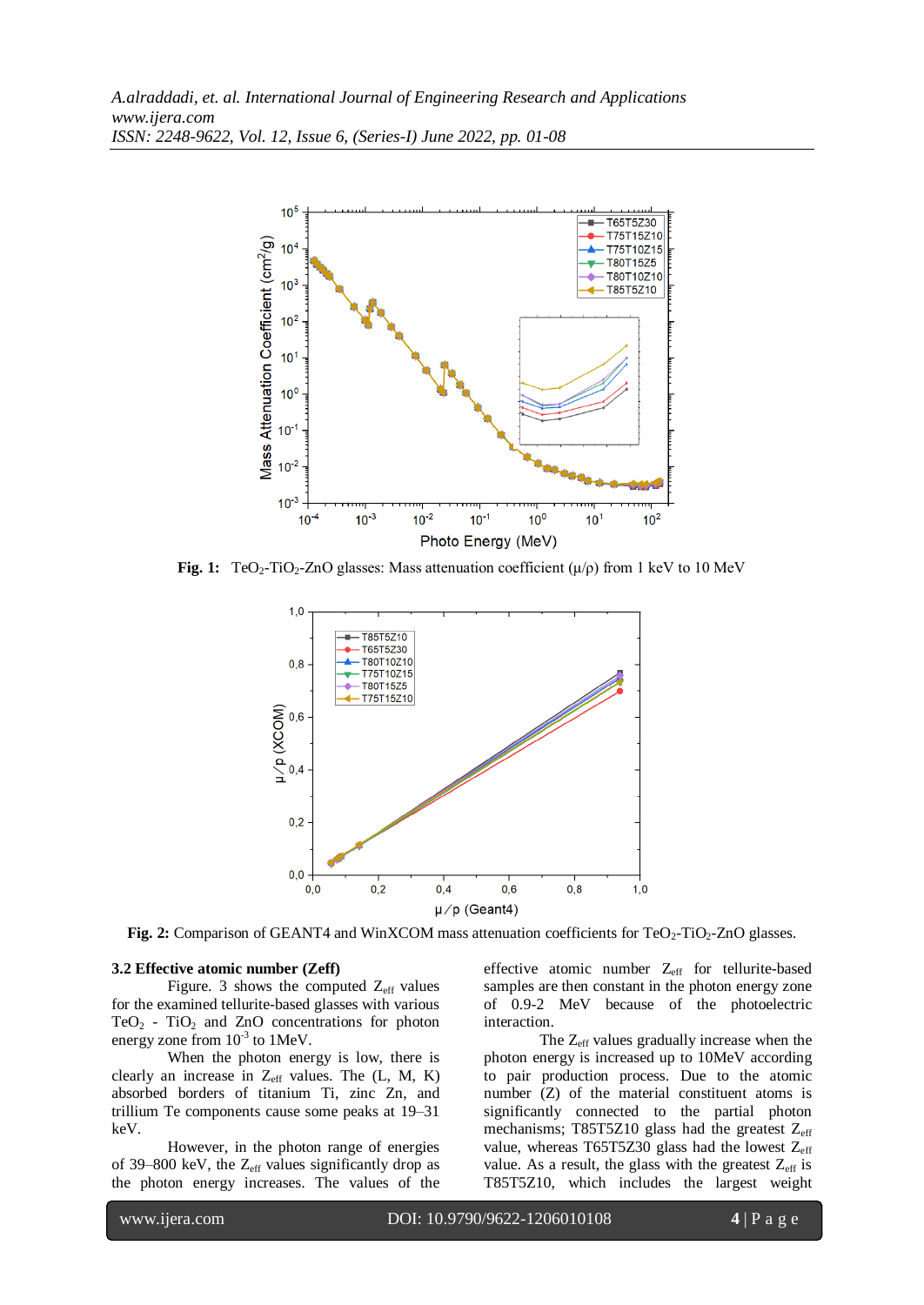**Fig. 1:** $TeO_2$-$TiO_2$-ZnO glasses: Mass attenuation coefficient (μ/ρ) from 1 keV to 10 MeV

**Fig. 2:** Comparison of GEANT4 and WinXCOM mass attenuation coefficients for $TeO_2$-$TiO_2$-ZnO glasses.

### 3.2 Effective atomic number (Zeff)

Figure. 3 shows the computed $Z_{eff}$ values for the examined tellurite-based glasses with various $TeO_2$ - $TiO_2$ and ZnO concentrations for photon energy zone from $10^{-3}$ to 1MeV.

When the photon energy is low, there is clearly an increase in $Z_{eff}$ values. The (L, M, K) absorbed borders of titanium Ti, zinc Zn, and trillium Te components cause some peaks at 19–31 keV.

However, in the photon range of energies of 39–800 keV, the $Z_{eff}$ values significantly drop as the photon energy increases. The values of the effective atomic number $Z_{eff}$ for tellurite-based samples are then constant in the photon energy zone of 0.9-2 MeV because of the photoelectric interaction.

The $Z_{eff}$ values gradually increase when the photon energy is increased up to 10MeV according to pair production process. Due to the atomic number (Z) of the material constituent atoms is significantly connected to the partial photon mechanisms; T85T5Z10 glass had the greatest $Z_{eff}$ value, whereas T65T5Z30 glass had the lowest $Z_{eff}$ value. As a result, the glass with the greatest $Z_{eff}$ is T85T5Z10, which includes the largest weight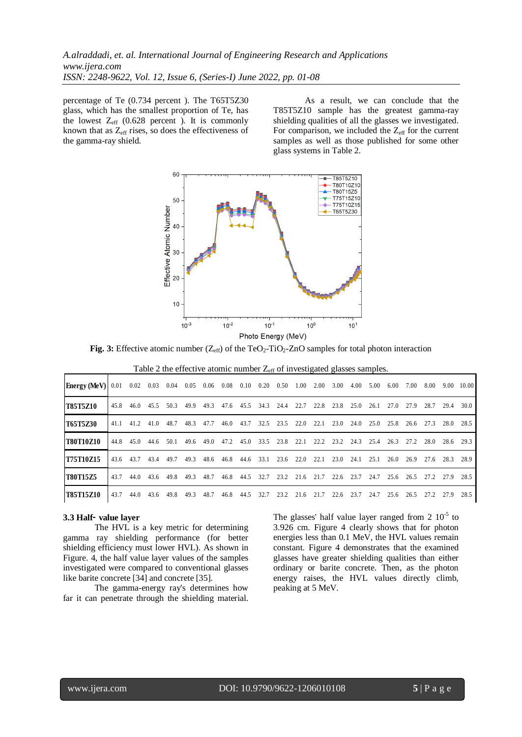percentage of Te (0.734 percent ). The T65T5Z30 glass, which has the smallest proportion of Te, has the lowest $Z_{eff}$ (0.628 percent ). It is commonly known that as $Z_{eff}$ rises, so does the effectiveness of the gamma-ray shield.

As a result, we can conclude that the T85T5Z10 sample has the greatest gamma-ray shielding qualities of all the glasses we investigated. For comparison, we included the $Z_{eff}$ for the current samples as well as those published for some other glass systems in Table 2.

**Fig. 3:** Effective atomic number ($Z_{eff}$) of the $TeO_2$-$TiO_2$-ZnO samples for total photon interaction

Table 2 the effective atomic number $Z_{eff}$ of investigated glasses samples.

| Energy (MeV) | 0.01 | 0.02 | 0.03 | 0.04 | 0.05 | 0.06 | 0.08 | 0.10 | 0.20 | 0.50 | 1.00 | 2.00 | 3.00 | 4.00 | 5.00 | 6.00 | 7.00 | 8.00 | 9.00 | 10.00 |
|---|---|---|---|---|---|---|---|---|---|---|---|---|---|---|---|---|---|---|---|---|
| T85T5Z10 | 45.8 | 46.0 | 45.5 | 50.3 | 49.9 | 49.3 | 47.6 | 45.5 | 34.3 | 24.4 | 22.7 | 22.8 | 23.8 | 25.0 | 26.1 | 27.0 | 27.9 | 28.7 | 29.4 | 30.0 |
| T65T5Z30 | 41.1 | 41.2 | 41.0 | 48.7 | 48.3 | 47.7 | 46.0 | 43.7 | 32.5 | 23.5 | 22.0 | 22.1 | 23.0 | 24.0 | 25.0 | 25.8 | 26.6 | 27.3 | 28.0 | 28.5 |
| T80T10Z10 | 44.8 | 45.0 | 44.6 | 50.1 | 49.6 | 49.0 | 47.2 | 45.0 | 33.5 | 23.8 | 22.1 | 22.2 | 23.2 | 24.3 | 25.4 | 26.3 | 27.2 | 28.0 | 28.6 | 29.3 |
| T75T10Z15 | 43.6 | 43.7 | 43.4 | 49.7 | 49.3 | 48.6 | 46.8 | 44.6 | 33.1 | 23.6 | 22.0 | 22.1 | 23.0 | 24.1 | 25.1 | 26.0 | 26.9 | 27.6 | 28.3 | 28.9 |
| T80T15Z5 | 43.7 | 44.0 | 43.6 | 49.8 | 49.3 | 48.7 | 46.8 | 44.5 | 32.7 | 23.2 | 21.6 | 21.7 | 22.6 | 23.7 | 24.7 | 25.6 | 26.5 | 27.2 | 27.9 | 28.5 |
| T85T15Z10 | 43.7 | 44.0 | 43.6 | 49.8 | 49.3 | 48.7 | 46.8 | 44.5 | 32.7 | 23.2 | 21.6 | 21.7 | 22.6 | 23.7 | 24.7 | 25.6 | 26.5 | 27.2 | 27.9 | 28.5 |

### 3.3 Half- value layer

The HVL is a key metric for determining gamma ray shielding performance (for better shielding efficiency must lower HVL). As shown in Figure. 4, the half value layer values of the samples investigated were compared to conventional glasses like barite concrete [34] and concrete [35].

The gamma-energy ray's determines how far it can penetrate through the shielding material. The glasses' half value layer ranged from 2 $10^{-5}$ to 3.926 cm. Figure 4 clearly shows that for photon energies less than 0.1 MeV, the HVL values remain constant. Figure 4 demonstrates that the examined glasses have greater shielding qualities than either ordinary or barite concrete. Then, as the photon energy raises, the HVL values directly climb, peaking at 5 MeV.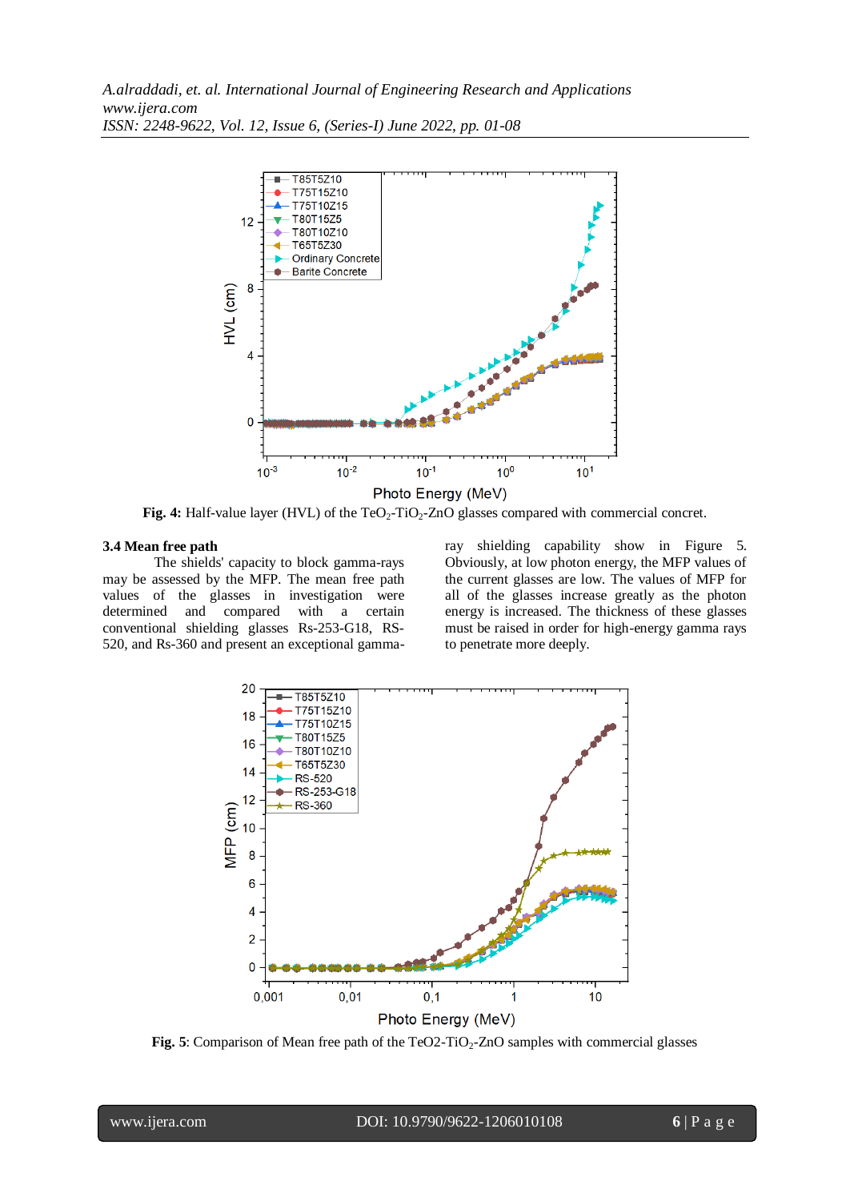**Fig. 4:** Half-value layer (HVL) of the $TeO_2$-$TiO_2$-ZnO glasses compared with commercial concret.

### 3.4 Mean free path

The shields' capacity to block gamma-rays may be assessed by the MFP. The mean free path values of the glasses in investigation were determined and compared with a certain conventional shielding glasses Rs-253-G18, RS-520, and Rs-360 and present an exceptional gamma-ray shielding capability show in Figure 5. Obviously, at low photon energy, the MFP values of the current glasses are low. The values of MFP for all of the glasses increase greatly as the photon energy is increased. The thickness of these glasses must be raised in order for high-energy gamma rays to penetrate more deeply.

**Fig. 5**: Comparison of Mean free path of the TeO2-$TiO_2$-ZnO samples with commercial glasses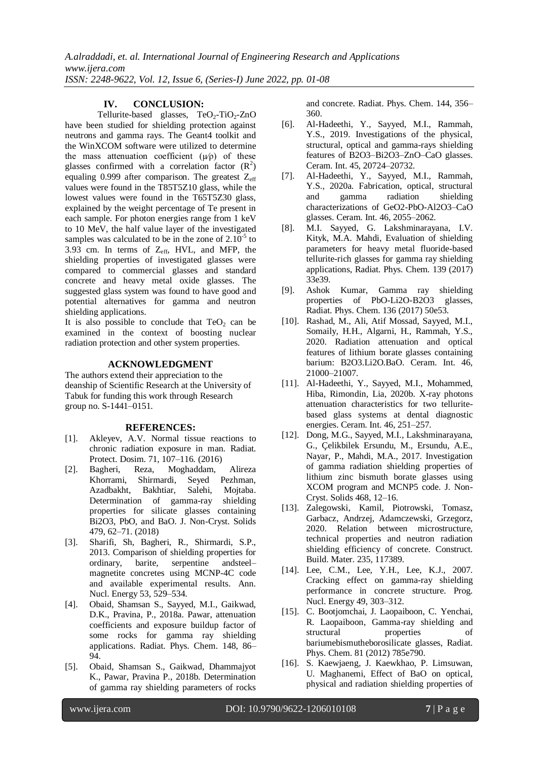## IV. CONCLUSION:

Tellurite-based glasses, $TeO_2$-$TiO_2$-ZnO have been studied for shielding protection against neutrons and gamma rays. The Geant4 toolkit and the WinXCOM software were utilized to determine the mass attenuation coefficient (μ/ρ) of these glasses confirmed with a correlation factor ($R^2$) equaling 0.999 after comparison. The greatest $Z_{eff}$ values were found in the T85T5Z10 glass, while the lowest values were found in the T65T5Z30 glass, explained by the weight percentage of Te present in each sample. For photon energies range from 1 keV to 10 MeV, the half value layer of the investigated samples was calculated to be in the zone of $2.10^{-5}$ to 3.93 cm. In terms of $Z_{eff}$, HVL, and MFP, the shielding properties of investigated glasses were compared to commercial glasses and standard concrete and heavy metal oxide glasses. The suggested glass system was found to have good and potential alternatives for gamma and neutron shielding applications.

It is also possible to conclude that $TeO_2$ can be examined in the context of boosting nuclear radiation protection and other system properties.

## ACKNOWLEDGMENT

The authors extend their appreciation to the deanship of Scientific Research at the University of Tabuk for funding this work through Research group no. S-1441–0151.

## REFERENCES:

[1]. Akleyev, A.V. Normal tissue reactions to chronic radiation exposure in man. Radiat. Protect. Dosim. 71, 107–116. (2016)

[2]. Bagheri, Reza, Moghaddam, Alireza Khorrami, Shirmardi, Seyed Pezhman, Azadbakht, Bakhtiar, Salehi, Mojtaba. Determination of gamma-ray shielding properties for silicate glasses containing Bi2O3, PbO, and BaO. J. Non-Cryst. Solids 479, 62–71. (2018)

[3]. Sharifi, Sh, Bagheri, R., Shirmardi, S.P., 2013. Comparison of shielding properties for ordinary, barite, serpentine andsteel–magnetite concretes using MCNP-4C code and available experimental results. Ann. Nucl. Energy 53, 529–534.

[4]. Obaid, Shamsan S., Sayyed, M.I., Gaikwad, D.K., Pravina, P., 2018a. Pawar, attenuation coefficients and exposure buildup factor of some rocks for gamma ray shielding applications. Radiat. Phys. Chem. 148, 86–94.

[5]. Obaid, Shamsan S., Gaikwad, Dhammajyot K., Pawar, Pravina P., 2018b. Determination of gamma ray shielding parameters of rocks and concrete. Radiat. Phys. Chem. 144, 356–360.

[6]. Al-Hadeethi, Y., Sayyed, M.I., Rammah, Y.S., 2019. Investigations of the physical, structural, optical and gamma-rays shielding features of B2O3–Bi2O3–ZnO–CaO glasses. Ceram. Int. 45, 20724–20732.

[7]. Al-Hadeethi, Y., Sayyed, M.I., Rammah, Y.S., 2020a. Fabrication, optical, structural and gamma radiation shielding characterizations of GeO2-PbO-Al2O3–CaO glasses. Ceram. Int. 46, 2055–2062.

[8]. M.I. Sayyed, G. Lakshminarayana, I.V. Kityk, M.A. Mahdi, Evaluation of shielding parameters for heavy metal fluoride-based tellurite-rich glasses for gamma ray shielding applications, Radiat. Phys. Chem. 139 (2017) 33e39.

[9]. Ashok Kumar, Gamma ray shielding properties of PbO-Li2O-B2O3 glasses, Radiat. Phys. Chem. 136 (2017) 50e53.

[10]. Rashad, M., Ali, Atif Mossad, Sayyed, M.I., Somaily, H.H., Algarni, H., Rammah, Y.S., 2020. Radiation attenuation and optical features of lithium borate glasses containing barium: B2O3.Li2O.BaO. Ceram. Int. 46, 21000–21007.

[11]. Al-Hadeethi, Y., Sayyed, M.I., Mohammed, Hiba, Rimondin, Lia, 2020b. X-ray photons attenuation characteristics for two tellurite-based glass systems at dental diagnostic energies. Ceram. Int. 46, 251–257.

[12]. Dong, M.G., Sayyed, M.I., Lakshminarayana, G., Çelikbilek Ersundu, M., Ersundu, A.E., Nayar, P., Mahdi, M.A., 2017. Investigation of gamma radiation shielding properties of lithium zinc bismuth borate glasses using XCOM program and MCNP5 code. J. Non-Cryst. Solids 468, 12–16.

[13]. Zalegowski, Kamil, Piotrowski, Tomasz, Garbacz, Andrzej, Adamczewski, Grzegorz, 2020. Relation between microstructure, technical properties and neutron radiation shielding efficiency of concrete. Construct. Build. Mater. 235, 117389.

[14]. Lee, C.M., Lee, Y.H., Lee, K.J., 2007. Cracking effect on gamma-ray shielding performance in concrete structure. Prog. Nucl. Energy 49, 303–312.

[15]. C. Bootjomchai, J. Laopaiboon, C. Yenchai, R. Laopaiboon, Gamma-ray shielding and structural properties of bariumebismutheborosilicate glasses, Radiat. Phys. Chem. 81 (2012) 785e790.

[16]. S. Kaewjaeng, J. Kaewkhao, P. Limsuwan, U. Maghanemi, Effect of BaO on optical, physical and radiation shielding properties of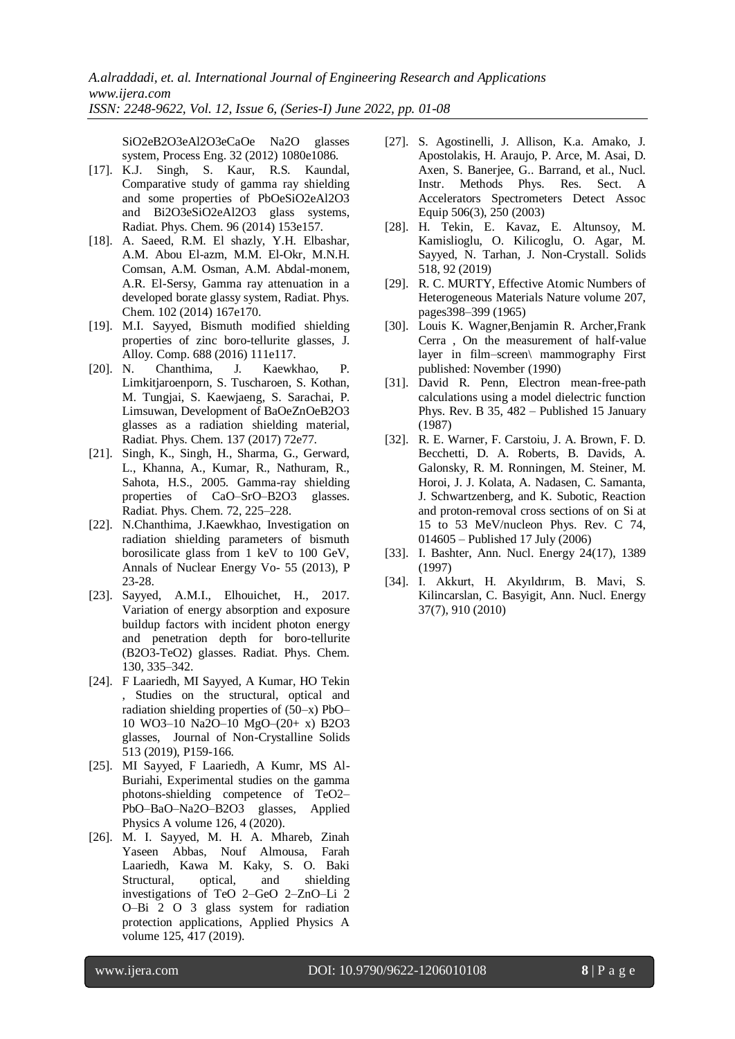SiO2eB2O3eAl2O3eCaOe Na2O glasses system, Process Eng. 32 (2012) 1080e1086.

[17]. K.J. Singh, S. Kaur, R.S. Kaundal, Comparative study of gamma ray shielding and some properties of PbOeSiO2eAl2O3 and Bi2O3eSiO2eAl2O3 glass systems, Radiat. Phys. Chem. 96 (2014) 153e157.

[18]. A. Saeed, R.M. El shazly, Y.H. Elbashar, A.M. Abou El-azm, M.M. El-Okr, M.N.H. Comsan, A.M. Osman, A.M. Abdal-monem, A.R. El-Sersy, Gamma ray attenuation in a developed borate glassy system, Radiat. Phys. Chem. 102 (2014) 167e170.

[19]. M.I. Sayyed, Bismuth modified shielding properties of zinc boro-tellurite glasses, J. Alloy. Comp. 688 (2016) 111e117.

[20]. N. Chanthima, J. Kaewkhao, P. Limkitjaroenporn, S. Tuscharoen, S. Kothan, M. Tungjai, S. Kaewjaeng, S. Sarachai, P. Limsuwan, Development of BaOeZnOeB2O3 glasses as a radiation shielding material, Radiat. Phys. Chem. 137 (2017) 72e77.

[21]. Singh, K., Singh, H., Sharma, G., Gerward, L., Khanna, A., Kumar, R., Nathuram, R., Sahota, H.S., 2005. Gamma-ray shielding properties of CaO–SrO–B2O3 glasses. Radiat. Phys. Chem. 72, 225–228.

[22]. N.Chanthima, J.Kaewkhao, Investigation on radiation shielding parameters of bismuth borosilicate glass from 1 keV to 100 GeV, Annals of Nuclear Energy Vo- 55 (2013), P 23-28.

[23]. Sayyed, A.M.I., Elhouichet, H., 2017. Variation of energy absorption and exposure buildup factors with incident photon energy and penetration depth for boro-tellurite (B2O3-TeO2) glasses. Radiat. Phys. Chem. 130, 335–342.

[24]. F Laariedh, MI Sayyed, A Kumar, HO Tekin , Studies on the structural, optical and radiation shielding properties of (50–x) PbO–10 WO3–10 Na2O–10 MgO–(20+ x) B2O3 glasses, Journal of Non-Crystalline Solids 513 (2019), P159-166.

[25]. MI Sayyed, F Laariedh, A Kumr, MS Al-Buriahi, Experimental studies on the gamma photons-shielding competence of TeO2–PbO–BaO–Na2O–B2O3 glasses, Applied Physics A volume 126, 4 (2020).

[26]. M. I. Sayyed, M. H. A. Mhareb, Zinah Yaseen Abbas, Nouf Almousa, Farah Laariedh, Kawa M. Kaky, S. O. Baki Structural, optical, and shielding investigations of TeO 2–GeO 2–ZnO–Li 2 O–Bi 2 O 3 glass system for radiation protection applications, Applied Physics A volume 125, 417 (2019).

[27]. S. Agostinelli, J. Allison, K.a. Amako, J. Apostolakis, H. Araujo, P. Arce, M. Asai, D. Axen, S. Banerjee, G.. Barrand, et al., Nucl. Instr. Methods Phys. Res. Sect. A Accelerators Spectrometers Detect Assoc Equip 506(3), 250 (2003)

[28]. H. Tekin, E. Kavaz, E. Altunsoy, M. Kamislioglu, O. Kilicoglu, O. Agar, M. Sayyed, N. Tarhan, J. Non-Crystall. Solids 518, 92 (2019)

[29]. R. C. MURTY, Effective Atomic Numbers of Heterogeneous Materials Nature volume 207, pages398–399 (1965)

[30]. Louis K. Wagner,Benjamin R. Archer,Frank Cerra , On the measurement of half-value layer in film–screen\ mammography First published: November (1990)

[31]. David R. Penn, Electron mean-free-path calculations using a model dielectric function Phys. Rev. B 35, 482 – Published 15 January (1987)

[32]. R. E. Warner, F. Carstoiu, J. A. Brown, F. D. Becchetti, D. A. Roberts, B. Davids, A. Galonsky, R. M. Ronningen, M. Steiner, M. Horoi, J. J. Kolata, A. Nadasen, C. Samanta, J. Schwartzenberg, and K. Subotic, Reaction and proton-removal cross sections of on Si at 15 to 53 MeV/nucleon Phys. Rev. C 74, 014605 – Published 17 July (2006)

[33]. I. Bashter, Ann. Nucl. Energy 24(17), 1389 (1997)

[34]. I. Akkurt, H. Akyıldırım, B. Mavi, S. Kilincarslan, C. Basyigit, Ann. Nucl. Energy 37(7), 910 (2010)